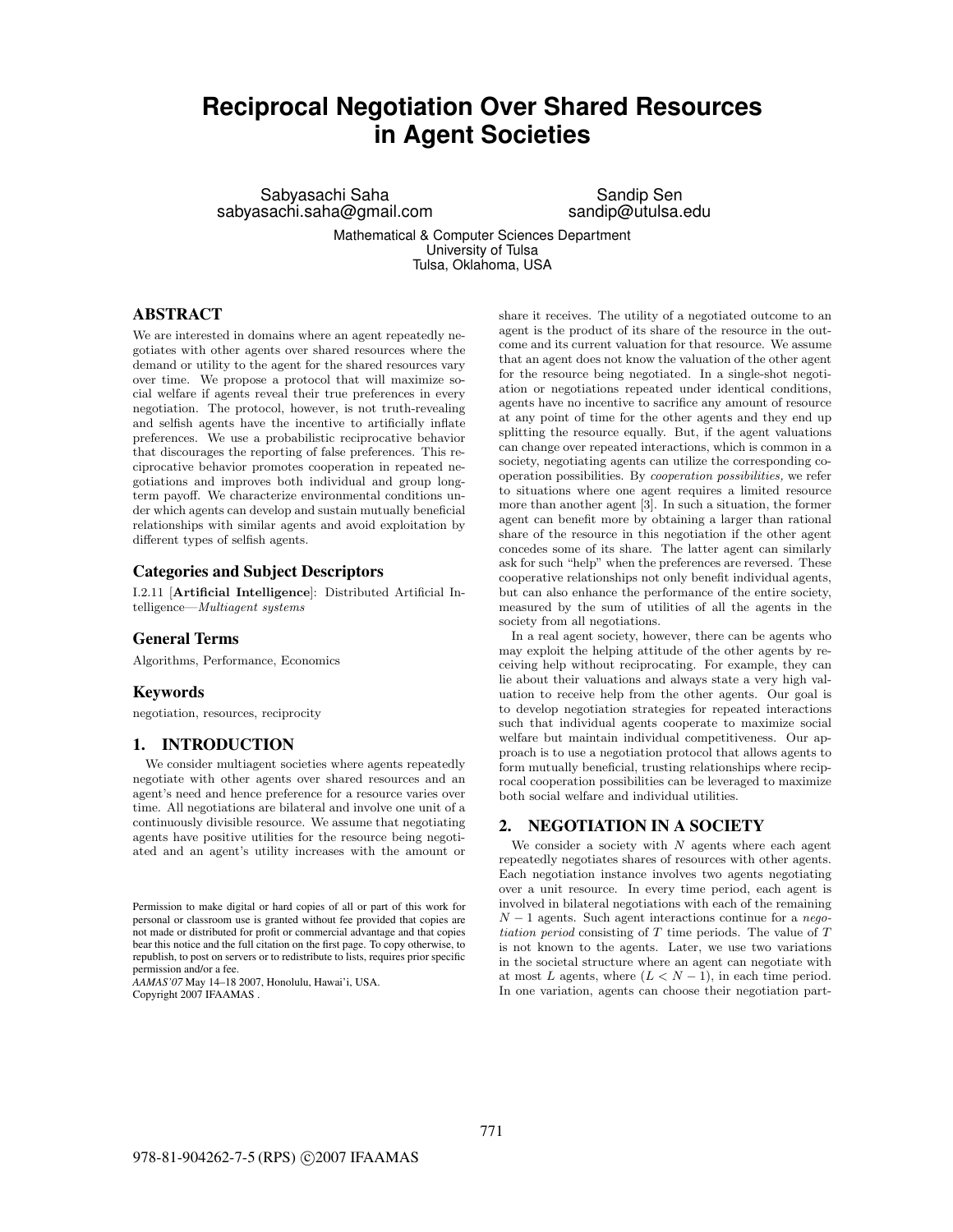# Reciprocal Negotiation Over Shared Resources in Agent Societies

Sabyasachi Saha
sabyasachi.saha@gmail.com

Sandip Sen
sandip@utulsa.edu

Mathematical & Computer Sciences Department
University of Tulsa
Tulsa, Oklahoma, USA

## ABSTRACT

We are interested in domains where an agent repeatedly negotiates with other agents over shared resources where the demand or utility to the agent for the shared resources vary over time. We propose a protocol that will maximize social welfare if agents reveal their true preferences in every negotiation. The protocol, however, is not truth-revealing and selfish agents have the incentive to artificially inflate preferences. We use a probabilistic reciprocative behavior that discourages the reporting of false preferences. This reciprocative behavior promotes cooperation in repeated negotiations and improves both individual and group long-term payoff. We characterize environmental conditions under which agents can develop and sustain mutually beneficial relationships with similar agents and avoid exploitation by different types of selfish agents.

### Categories and Subject Descriptors

I.2.11 [**Artificial Intelligence**]: Distributed Artificial Intelligence—*Multiagent systems*

### General Terms

Algorithms, Performance, Economics

### Keywords

negotiation, resources, reciprocity

## 1. INTRODUCTION

We consider multiagent societies where agents repeatedly negotiate with other agents over shared resources and an agent's need and hence preference for a resource varies over time. All negotiations are bilateral and involve one unit of a continuously divisible resource. We assume that negotiating agents have positive utilities for the resource being negotiated and an agent's utility increases with the amount or share it receives. The utility of a negotiated outcome to an agent is the product of its share of the resource in the outcome and its current valuation for that resource. We assume that an agent does not know the valuation of the other agent for the resource being negotiated. In a single-shot negotiation or negotiations repeated under identical conditions, agents have no incentive to sacrifice any amount of resource at any point of time for the other agents and they end up splitting the resource equally. But, if the agent valuations can change over repeated interactions, which is common in a society, negotiating agents can utilize the corresponding cooperation possibilities. By *cooperation possibilities,* we refer to situations where one agent requires a limited resource more than another agent [3]. In such a situation, the former agent can benefit more by obtaining a larger than rational share of the resource in this negotiation if the other agent concedes some of its share. The latter agent can similarly ask for such "help" when the preferences are reversed. These cooperative relationships not only benefit individual agents, but can also enhance the performance of the entire society, measured by the sum of utilities of all the agents in the society from all negotiations.

In a real agent society, however, there can be agents who may exploit the helping attitude of the other agents by receiving help without reciprocating. For example, they can lie about their valuations and always state a very high valuation to receive help from the other agents. Our goal is to develop negotiation strategies for repeated interactions such that individual agents cooperate to maximize social welfare but maintain individual competitiveness. Our approach is to use a negotiation protocol that allows agents to form mutually beneficial, trusting relationships where reciprocal cooperation possibilities can be leveraged to maximize both social welfare and individual utilities.

## 2. NEGOTIATION IN A SOCIETY

We consider a society with $N$ agents where each agent repeatedly negotiates shares of resources with other agents. Each negotiation instance involves two agents negotiating over a unit resource. In every time period, each agent is involved in bilateral negotiations with each of the remaining $N-1$ agents. Such agent interactions continue for a *negotiation period* consisting of $T$ time periods. The value of $T$ is not known to the agents. Later, we use two variations in the societal structure where an agent can negotiate with at most $L$ agents, where $(L < N-1)$, in each time period. In one variation, agents can choose their negotiation part-

Permission to make digital or hard copies of all or part of this work for personal or classroom use is granted without fee provided that copies are not made or distributed for profit or commercial advantage and that copies bear this notice and the full citation on the first page. To copy otherwise, to republish, to post on servers or to redistribute to lists, requires prior specific permission and/or a fee.
*AAMAS'07* May 14–18 2007, Honolulu, Hawai'i, USA.
Copyright 2007 IFAAMAS .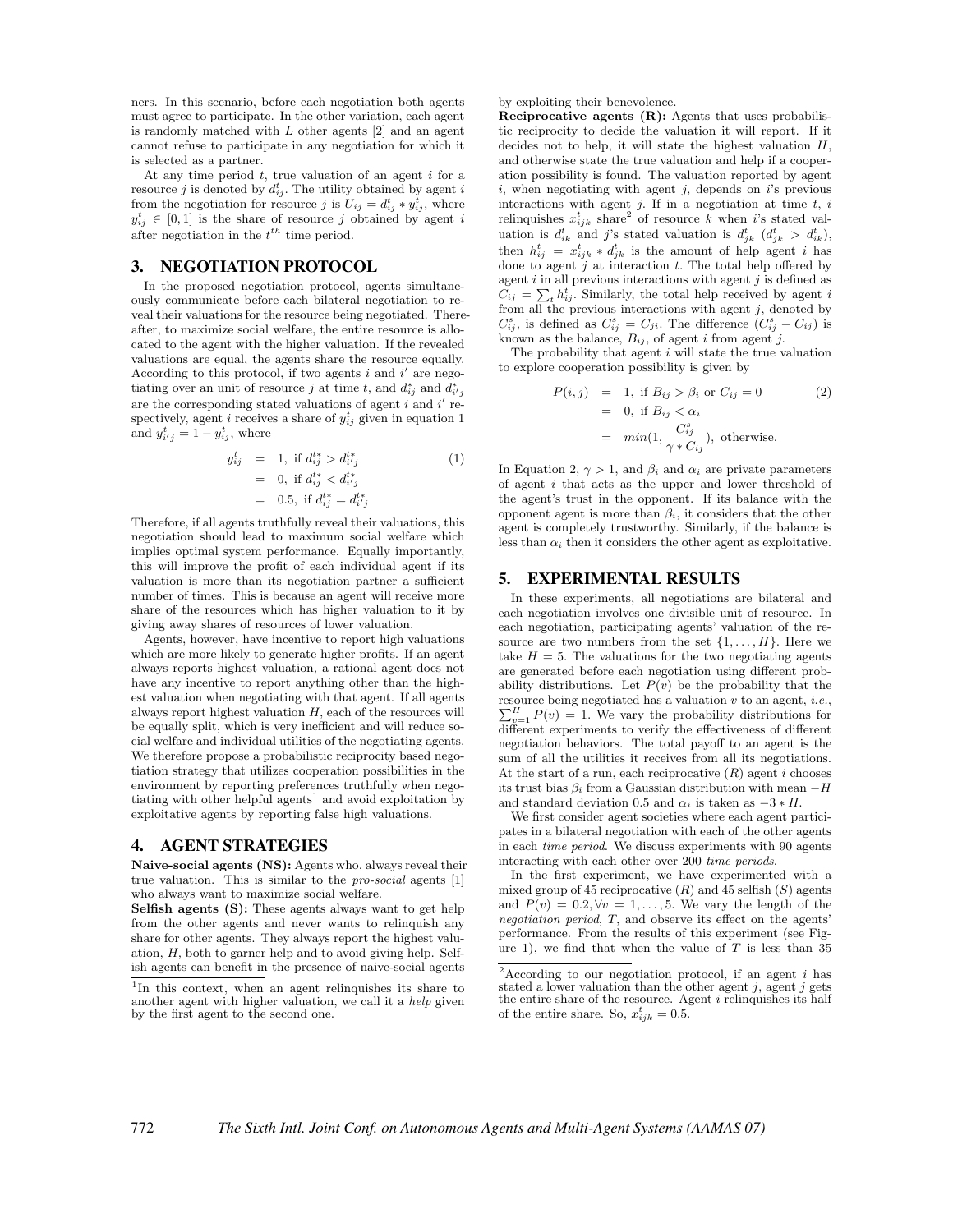ners. In this scenario, before each negotiation both agents must agree to participate. In the other variation, each agent is randomly matched with $L$ other agents [2] and an agent cannot refuse to participate in any negotiation for which it is selected as a partner.

At any time period $t$, true valuation of an agent $i$ for a resource $j$ is denoted by $d_{ij}^t$. The utility obtained by agent $i$ from the negotiation for resource $j$ is $U_{ij} = d_{ij}^t * y_{ij}^t$, where $y_{ij}^t \in [0, 1]$ is the share of resource $j$ obtained by agent $i$ after negotiation in the $t^{th}$ time period.

## 3. NEGOTIATION PROTOCOL

In the proposed negotiation protocol, agents simultaneously communicate before each bilateral negotiation to reveal their valuations for the resource being negotiated. Thereafter, to maximize social welfare, the entire resource is allocated to the agent with the higher valuation. If the revealed valuations are equal, the agents share the resource equally. According to this protocol, if two agents $i$ and $i'$ are negotiating over an unit of resource $j$ at time $t$, and $d_{ij}^*$ and $d_{i'j}^*$ are the corresponding stated valuations of agent $i$ and $i'$ respectively, agent $i$ receives a share of $y_{ij}^t$ given in equation 1 and $y_{i'j}^t = 1 - y_{ij}^t$, where

$$
\begin{aligned}
y_{ij}^t &= 1, \text{ if } d_{ij}^{t*} > d_{i'j}^{t*} \\
&= 0, \text{ if } d_{ij}^{t*} < d_{i'j}^{t*} \\
&= 0.5, \text{ if } d_{ij}^{t*} = d_{i'j}^{t*}
\end{aligned}
\tag{1}
$$

Therefore, if all agents truthfully reveal their valuations, this negotiation should lead to maximum social welfare which implies optimal system performance. Equally importantly, this will improve the profit of each individual agent if its valuation is more than its negotiation partner a sufficient number of times. This is because an agent will receive more share of the resources which has higher valuation to it by giving away shares of resources of lower valuation.

Agents, however, have incentive to report high valuations which are more likely to generate higher profits. If an agent always reports highest valuation, a rational agent does not have any incentive to report anything other than the highest valuation when negotiating with that agent. If all agents always report highest valuation $H$, each of the resources will be equally split, which is very inefficient and will reduce social welfare and individual utilities of the negotiating agents. We therefore propose a probabilistic reciprocity based negotiation strategy that utilizes cooperation possibilities in the environment by reporting preferences truthfully when negotiating with other helpful agents[1] and avoid exploitation by exploitative agents by reporting false high valuations.

## 4. AGENT STRATEGIES

**Naive-social agents (NS):** Agents who, always reveal their true valuation. This is similar to the *pro-social* agents [1] who always want to maximize social welfare.

**Selfish agents (S):** These agents always want to get help from the other agents and never wants to relinquish any share for other agents. They always report the highest valuation, $H$, both to garner help and to avoid giving help. Selfish agents can benefit in the presence of naive-social agents by exploiting their benevolence.

**Reciprocative agents (R):** Agents that uses probabilistic reciprocity to decide the valuation it will report. If it decides not to help, it will state the highest valuation $H$, and otherwise state the true valuation and help if a cooperation possibility is found. The valuation reported by agent $i$, when negotiating with agent $j$, depends on $i$'s previous interactions with agent $j$. If in a negotiation at time $t$, $i$ relinquishes $x_{ijk}^t$ share[2] of resource $k$ when $i$'s stated valuation is $d_{ik}^t$ and $j$'s stated valuation is $d_{jk}^t$ ($d_{jk}^t > d_{ik}^t$), then $h_{ij}^t = x_{ijk}^t * d_{jk}^t$ is the amount of help agent $i$ has done to agent $j$ at interaction $t$. The total help offered by agent $i$ in all previous interactions with agent $j$ is defined as $C_{ij} = \sum_t h_{ij}^t$. Similarly, the total help received by agent $i$ from all the previous interactions with agent $j$, denoted by $C_{ij}^s$, is defined as $C_{ij}^s = C_{ji}$. The difference $(C_{ij}^s - C_{ij})$ is known as the balance, $B_{ij}$, of agent $i$ from agent $j$.

The probability that agent $i$ will state the true valuation to explore cooperation possibility is given by

$$
\begin{aligned}
P(i, j) &= 1, \text{ if } B_{ij} > \beta_i \text{ or } C_{ij} = 0 \\
&= 0, \text{ if } B_{ij} < \alpha_i \\
&= min(1, \frac{C_{ij}^s}{\gamma * C_{ij}}), \text{ otherwise.}
\end{aligned}
\tag{2}
$$

In Equation 2, $\gamma > 1$, and $\beta_i$ and $\alpha_i$ are private parameters of agent $i$ that acts as the upper and lower threshold of the agent's trust in the opponent. If its balance with the opponent agent is more than $\beta_i$, it considers that the other agent is completely trustworthy. Similarly, if the balance is less than $\alpha_i$ then it considers the other agent as exploitative.

## 5. EXPERIMENTAL RESULTS

In these experiments, all negotiations are bilateral and each negotiation involves one divisible unit of resource. In each negotiation, participating agents' valuation of the resource are two numbers from the set $\{1, \ldots, H\}$. Here we take $H = 5$. The valuations for the two negotiating agents are generated before each negotiation using different probability distributions. Let $P(v)$ be the probability that the resource being negotiated has a valuation $v$ to an agent, *i.e.*, $\sum_{v=1}^{H} P(v) = 1$. We vary the probability distributions for different experiments to verify the effectiveness of different negotiation behaviors. The total payoff to an agent is the sum of all the utilities it receives from all its negotiations. At the start of a run, each reciprocative ($R$) agent $i$ chooses its trust bias $\beta_i$ from a Gaussian distribution with mean $-H$ and standard deviation 0.5 and $\alpha_i$ is taken as $-3 * H$.

We first consider agent societies where each agent participates in a bilateral negotiation with each of the other agents in each *time period*. We discuss experiments with 90 agents interacting with each other over 200 *time periods*.

In the first experiment, we have experimented with a mixed group of 45 reciprocative ($R$) and 45 selfish ($S$) agents and $P(v) = 0.2, \forall v = 1, \ldots, 5$. We vary the length of the *negotiation period*, $T$, and observe its effect on the agents' performance. From the results of this experiment (see Figure 1), we find that when the value of $T$ is less than 35

---

[1] In this context, when an agent relinquishes its share to another agent with higher valuation, we call it a *help* given by the first agent to the second one.

[2] According to our negotiation protocol, if an agent $i$ has stated a lower valuation than the other agent $j$, agent $j$ gets the entire share of the resource. Agent $i$ relinquishes its half of the entire share. So, $x_{ijk}^t = 0.5$.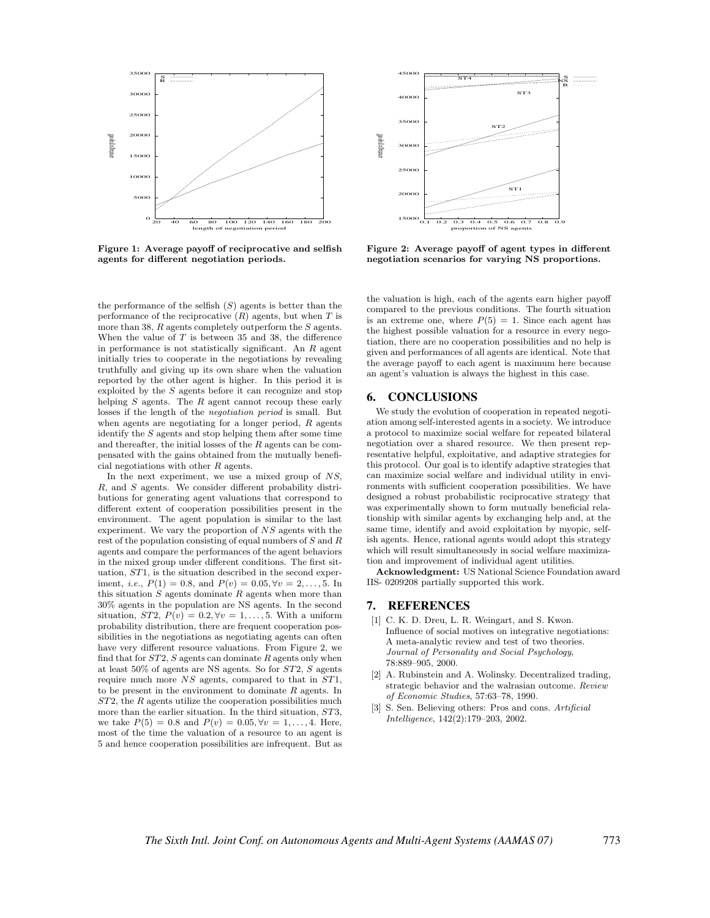35000
30000
25000
20000
15000
10000
5000
0
20 40 60 80 100 120 140 160 180 200
length of negotiation period
S
R

**Figure 1: Average payoff of reciprocative and selfish agents for different negotiation periods.**

45000
40000
35000
30000
25000
20000
15000
0.1 0.2 0.3 0.4 0.5 0.6 0.7 0.8 0.9
proportion of NS agents
ST4
ST3
ST2
ST1
NS
S
R

**Figure 2: Average payoff of agent types in different negotiation scenarios for varying NS proportions.**

the performance of the selfish ($S$) agents is better than the performance of the reciprocative ($R$) agents, but when $T$ is more than 38, $R$ agents completely outperform the $S$ agents. When the value of $T$ is between 35 and 38, the difference in performance is not statistically significant. An $R$ agent initially tries to cooperate in the negotiations by revealing truthfully and giving up its own share when the valuation reported by the other agent is higher. In this period it is exploited by the $S$ agents before it can recognize and stop helping $S$ agents. The $R$ agent cannot recoup these early losses if the length of the *negotiation period* is small. But when agents are negotiating for a longer period, $R$ agents identify the $S$ agents and stop helping them after some time and thereafter, the initial losses of the $R$ agents can be compensated with the gains obtained from the mutually beneficial negotiations with other $R$ agents.

In the next experiment, we use a mixed group of $NS$, $R$, and $S$ agents. We consider different probability distributions for generating agent valuations that correspond to different extent of cooperation possibilities present in the environment. The agent population is similar to the last experiment. We vary the proportion of $NS$ agents with the rest of the population consisting of equal numbers of $S$ and $R$ agents and compare the performances of the agent behaviors in the mixed group under different conditions. The first situation, $ST1$, is the situation described in the second experiment, *i.e.*, $P(1) = 0.8$, and $P(v) = 0.05, \forall v = 2, \ldots, 5$. In this situation $S$ agents dominate $R$ agents when more than 30% agents in the population are NS agents. In the second situation, $ST2$, $P(v) = 0.2, \forall v = 1, \ldots, 5$. With a uniform probability distribution, there are frequent cooperation possibilities in the negotiations as negotiating agents can often have very different resource valuations. From Figure 2, we find that for $ST2$, $S$ agents can dominate $R$ agents only when at least 50% of agents are NS agents. So for $ST2$, $S$ agents require much more $NS$ agents, compared to that in $ST1$, to be present in the environment to dominate $R$ agents. In $ST2$, the $R$ agents utilize the cooperation possibilities much more than the earlier situation. In the third situation, $ST3$, we take $P(5) = 0.8$ and $P(v) = 0.05, \forall v = 1, \ldots, 4$. Here, most of the time the valuation of a resource to an agent is 5 and hence cooperation possibilities are infrequent. But as the valuation is high, each of the agents earn higher payoff compared to the previous conditions. The fourth situation is an extreme one, where $P(5) = 1$. Since each agent has the highest possible valuation for a resource in every negotiation, there are no cooperation possibilities and no help is given and performances of all agents are identical. Note that the average payoff to each agent is maximum here because an agent's valuation is always the highest in this case.

## 6. CONCLUSIONS

We study the evolution of cooperation in repeated negotiation among self-interested agents in a society. We introduce a protocol to maximize social welfare for repeated bilateral negotiation over a shared resource. We then present representative helpful, exploitative, and adaptive strategies for this protocol. Our goal is to identify adaptive strategies that can maximize social welfare and individual utility in environments with sufficient cooperation possibilities. We have designed a robust probabilistic reciprocative strategy that was experimentally shown to form mutually beneficial relationship with similar agents by exchanging help and, at the same time, identify and avoid exploitation by myopic, selfish agents. Hence, rational agents would adopt this strategy which will result simultaneously in social welfare maximization and improvement of individual agent utilities.

**Acknowledgment:** US National Science Foundation award IIS- 0209208 partially supported this work.

## 7. REFERENCES

[1] C. K. D. Dreu, L. R. Weingart, and S. Kwon. Influence of social motives on integrative negotiations: A meta-analytic review and test of two theories. *Journal of Personality and Social Psychology*, 78:889–905, 2000.

[2] A. Rubinstein and A. Wolinsky. Decentralized trading, strategic behavior and the walrasian outcome. *Review of Economic Studies*, 57:63–78, 1990.

[3] S. Sen. Believing others: Pros and cons. *Artificial Intelligence*, 142(2):179–203, 2002.